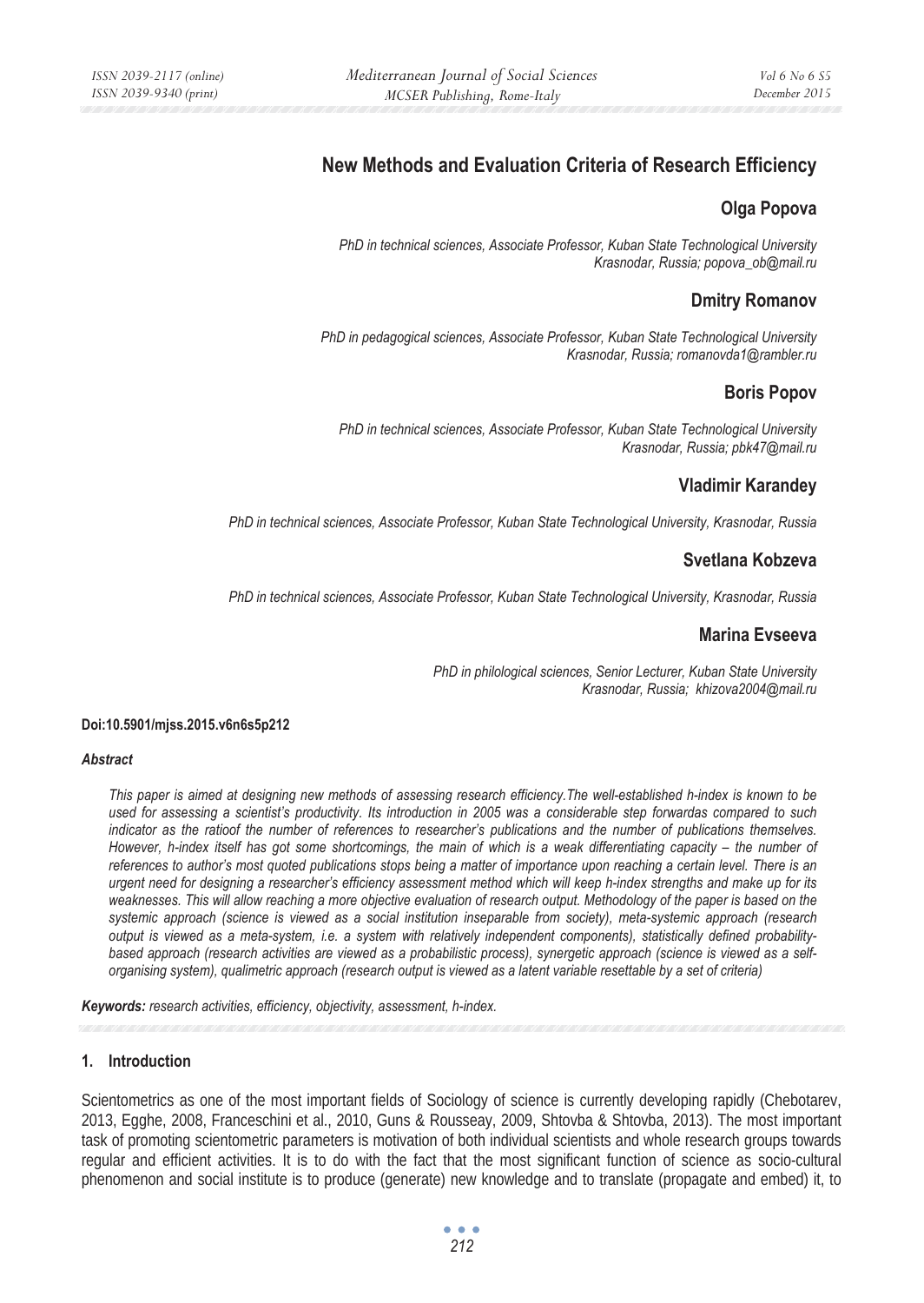# New Methods and Evaluation Criteria of Research Efficiency

## Olga Popova

*PhD in technical sciences, Associate Professor, Kuban State Technological University Krasnodar, Russia; popova_ob@mail.ru*

## Dmitry Romanov

*PhD in pedagogical sciences, Associate Professor, Kuban State Technological University Krasnodar, Russia; romanovda1@rambler.ru*

## Boris Popov

*PhD in technical sciences, Associate Professor, Kuban State Technological University Krasnodar, Russia; pbk47@mail.ru*

## Vladimir Karandey

*PhD in technical sciences, Associate Professor, Kuban State Technological University, Krasnodar, Russia*

## Svetlana Kobzeva

*PhD in technical sciences, Associate Professor, Kuban State Technological University, Krasnodar, Russia*

## Marina Evseeva

*PhD in philological sciences, Senior Lecturer, Kuban State University Krasnodar, Russia; khizova2004@mail.ru*

**Doi:10.5901/mjss.2015.v6n6s5p212**

***Abstract***

*This paper is aimed at designing new methods of assessing research efficiency.The well-established h-index is known to be used for assessing a scientist's productivity. Its introduction in 2005 was a considerable step forwardas compared to such indicator as the ratioof the number of references to researcher's publications and the number of publications themselves. However, h-index itself has got some shortcomings, the main of which is a weak differentiating capacity – the number of references to author's most quoted publications stops being a matter of importance upon reaching a certain level. There is an urgent need for designing a researcher's efficiency assessment method which will keep h-index strengths and make up for its weaknesses. This will allow reaching a more objective evaluation of research output. Methodology of the paper is based on the systemic approach (science is viewed as a social institution inseparable from society), meta-systemic approach (research output is viewed as a meta-system, i.e. a system with relatively independent components), statistically defined probability-based approach (research activities are viewed as a probabilistic process), synergetic approach (science is viewed as a self-organising system), qualimetric approach (research output is viewed as a latent variable resettable by a set of criteria)*

***Keywords:*** *research activities, efficiency, objectivity, assessment, h-index.*

## 1. Introduction

Scientometrics as one of the most important fields of Sociology of science is currently developing rapidly (Chebotarev, 2013, Egghe, 2008, Franceschini et al., 2010, Guns & Rousseay, 2009, Shtovba & Shtovba, 2013). The most important task of promoting scientometric parameters is motivation of both individual scientists and whole research groups towards regular and efficient activities. It is to do with the fact that the most significant function of science as socio-cultural phenomenon and social institute is to produce (generate) new knowledge and to translate (propagate and embed) it, to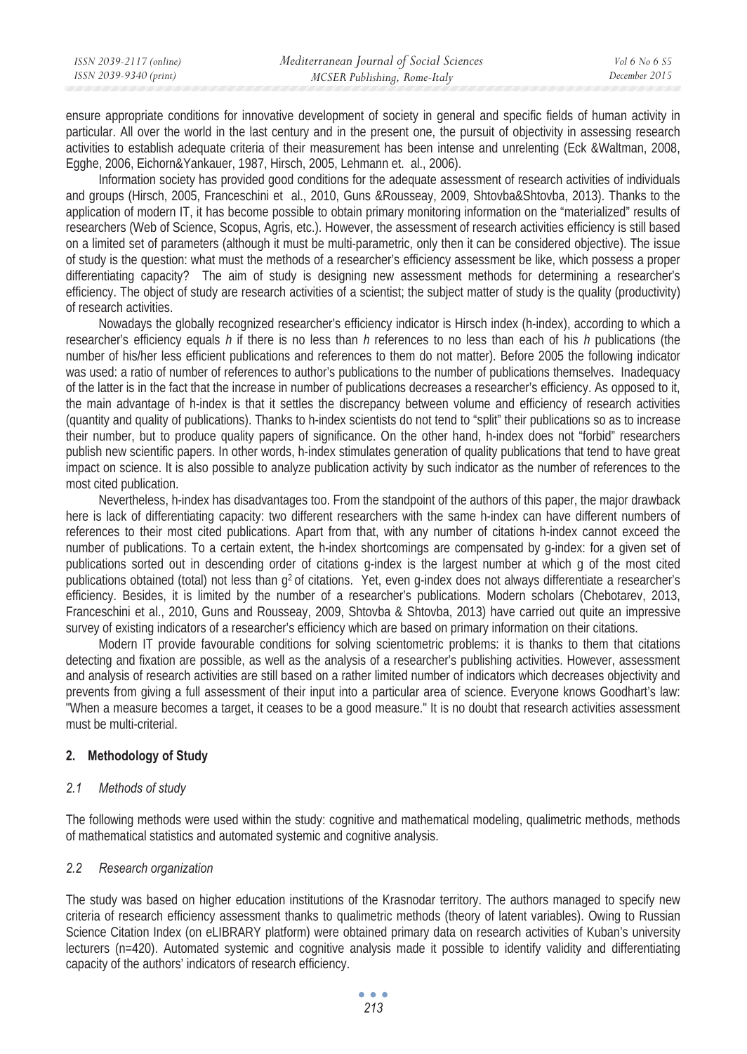ensure appropriate conditions for innovative development of society in general and specific fields of human activity in particular. All over the world in the last century and in the present one, the pursuit of objectivity in assessing research activities to establish adequate criteria of their measurement has been intense and unrelenting (Eck &Waltman, 2008, Egghe, 2006, Eichorn&Yankauer, 1987, Hirsch, 2005, Lehmann et. al., 2006).

Information society has provided good conditions for the adequate assessment of research activities of individuals and groups (Hirsch, 2005, Franceschini et al., 2010, Guns &Rousseay, 2009, Shtovba&Shtovba, 2013). Thanks to the application of modern IT, it has become possible to obtain primary monitoring information on the "materialized" results of researchers (Web of Science, Scopus, Agris, etc.). However, the assessment of research activities efficiency is still based on a limited set of parameters (although it must be multi-parametric, only then it can be considered objective). The issue of study is the question: what must the methods of a researcher's efficiency assessment be like, which possess a proper differentiating capacity? The aim of study is designing new assessment methods for determining a researcher's efficiency. The object of study are research activities of a scientist; the subject matter of study is the quality (productivity) of research activities.

Nowadays the globally recognized researcher's efficiency indicator is Hirsch index (h-index), according to which a researcher's efficiency equals *h* if there is no less than *h* references to no less than each of his *h* publications (the number of his/her less efficient publications and references to them do not matter). Before 2005 the following indicator was used: a ratio of number of references to author's publications to the number of publications themselves. Inadequacy of the latter is in the fact that the increase in number of publications decreases a researcher's efficiency. As opposed to it, the main advantage of h-index is that it settles the discrepancy between volume and efficiency of research activities (quantity and quality of publications). Thanks to h-index scientists do not tend to "split" their publications so as to increase their number, but to produce quality papers of significance. On the other hand, h-index does not "forbid" researchers publish new scientific papers. In other words, h-index stimulates generation of quality publications that tend to have great impact on science. It is also possible to analyze publication activity by such indicator as the number of references to the most cited publication.

Nevertheless, h-index has disadvantages too. From the standpoint of the authors of this paper, the major drawback here is lack of differentiating capacity: two different researchers with the same h-index can have different numbers of references to their most cited publications. Apart from that, with any number of citations h-index cannot exceed the number of publications. To a certain extent, the h-index shortcomings are compensated by g-index: for a given set of publications sorted out in descending order of citations g-index is the largest number at which g of the most cited publications obtained (total) not less than $g^2$ of citations. Yet, even g-index does not always differentiate a researcher's efficiency. Besides, it is limited by the number of a researcher's publications. Modern scholars (Chebotarev, 2013, Franceschini et al., 2010, Guns and Rousseay, 2009, Shtovba & Shtovba, 2013) have carried out quite an impressive survey of existing indicators of a researcher's efficiency which are based on primary information on their citations.

Modern IT provide favourable conditions for solving scientometric problems: it is thanks to them that citations detecting and fixation are possible, as well as the analysis of a researcher's publishing activities. However, assessment and analysis of research activities are still based on a rather limited number of indicators which decreases objectivity and prevents from giving a full assessment of their input into a particular area of science. Everyone knows Goodhart's law: "When a measure becomes a target, it ceases to be a good measure." It is no doubt that research activities assessment must be multi-criterial.

## 2. Methodology of Study

### *2.1 Methods of study*

The following methods were used within the study: cognitive and mathematical modeling, qualimetric methods, methods of mathematical statistics and automated systemic and cognitive analysis.

### *2.2 Research organization*

The study was based on higher education institutions of the Krasnodar territory. The authors managed to specify new criteria of research efficiency assessment thanks to qualimetric methods (theory of latent variables). Owing to Russian Science Citation Index (on eLIBRARY platform) were obtained primary data on research activities of Kuban's university lecturers (n=420). Automated systemic and cognitive analysis made it possible to identify validity and differentiating capacity of the authors' indicators of research efficiency.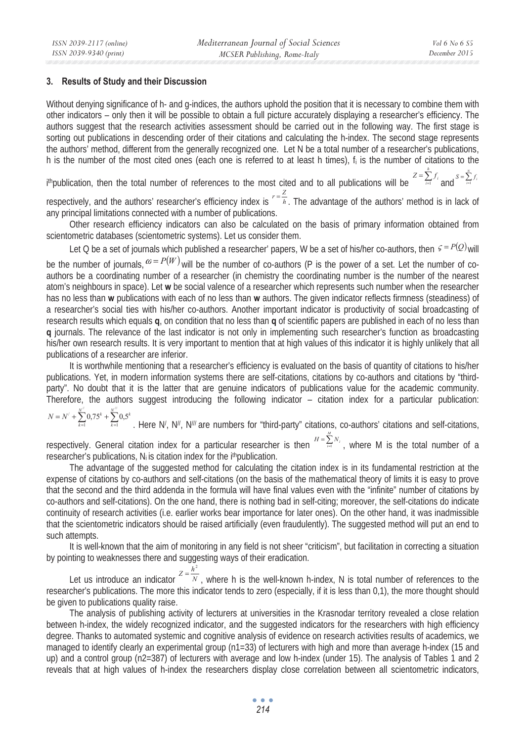## 3. Results of Study and their Discussion

Without denying significance of h- and g-indices, the authors uphold the position that it is necessary to combine them with other indicators – only then it will be possible to obtain a full picture accurately displaying a researcher's efficiency. The authors suggest that the research activities assessment should be carried out in the following way. The first stage is sorting out publications in descending order of their citations and calculating the h-index. The second stage represents the authors' method, different from the generally recognized one. Let N be a total number of a researcher's publications, h is the number of the most cited ones (each one is referred to at least h times), $f_i$ is the number of citations to the $i^{th}$publication, then the total number of references to the most cited and to all publications will be $Z = \sum_{i=1}^{h} f_i$ and $S = \sum_{i=1}^{N} f_i$ respectively, and the authors' researcher's efficiency index is $r = \frac{Z}{h}$. The advantage of the authors' method is in lack of any principal limitations connected with a number of publications.

Other research efficiency indicators can also be calculated on the basis of primary information obtained from scientometric databases (scientometric systems). Let us consider them.

Let Q be a set of journals which published a researcher' papers, W be a set of his/her co-authors, then $\varsigma = P(Q)$ will be the number of journals, $\omega = P(W)$ will be the number of co-authors (P is the power of a set. Let the number of co-authors be a coordinating number of a researcher (in chemistry the coordinating number is the number of the nearest atom's neighbours in space). Let **w** be social valence of a researcher which represents such number when the researcher has no less than **w** publications with each of no less than **w** authors. The given indicator reflects firmness (steadiness) of a researcher's social ties with his/her co-authors. Another important indicator is productivity of social broadcasting of research results which equals **q**, on condition that no less than **q** of scientific papers are published in each of no less than **q** journals. The relevance of the last indicator is not only in implementing such researcher's function as broadcasting his/her own research results. It is very important to mention that at high values of this indicator it is highly unlikely that all publications of a researcher are inferior.

It is worthwhile mentioning that a researcher's efficiency is evaluated on the basis of quantity of citations to his/her publications. Yet, in modern information systems there are self-citations, citations by co-authors and citations by "third-party". No doubt that it is the latter that are genuine indicators of publications value for the academic community. Therefore, the authors suggest introducing the following indicator – citation index for a particular publication: $N = N^{/} + \sum_{k=1}^{N^{//}} 0{,}75^k + \sum_{k=1}^{N^{///}} 0{,}5^k$. Here $N^{/}$, $N^{//}$, $N^{///}$ are numbers for "third-party" citations, co-authors' citations and self-citations, respectively. General citation index for a particular researcher is then $H = \sum_{i=1}^{M} N_i$, where M is the total number of a researcher's publications, $N_i$ is citation index for the $i^{th}$publication.

The advantage of the suggested method for calculating the citation index is in its fundamental restriction at the expense of citations by co-authors and self-citations (on the basis of the mathematical theory of limits it is easy to prove that the second and the third addenda in the formula will have final values even with the "infinite" number of citations by co-authors and self-citations). On the one hand, there is nothing bad in self-citing; moreover, the self-citations do indicate continuity of research activities (i.e. earlier works bear importance for later ones). On the other hand, it was inadmissible that the scientometric indicators should be raised artificially (even fraudulently). The suggested method will put an end to such attempts.

It is well-known that the aim of monitoring in any field is not sheer "criticism", but facilitation in correcting a situation by pointing to weaknesses there and suggesting ways of their eradication.

Let us introduce an indicator $Z = \frac{h^2}{N}$, where h is the well-known h-index, N is total number of references to the researcher's publications. The more this indicator tends to zero (especially, if it is less than 0,1), the more thought should be given to publications quality raise.

The analysis of publishing activity of lecturers at universities in the Krasnodar territory revealed a close relation between h-index, the widely recognized indicator, and the suggested indicators for the researchers with high efficiency degree. Thanks to automated systemic and cognitive analysis of evidence on research activities results of academics, we managed to identify clearly an experimental group (n1=33) of lecturers with high and more than average h-index (15 and up) and a control group (n2=387) of lecturers with average and low h-index (under 15). The analysis of Tables 1 and 2 reveals that at high values of h-index the researchers display close correlation between all scientometric indicators,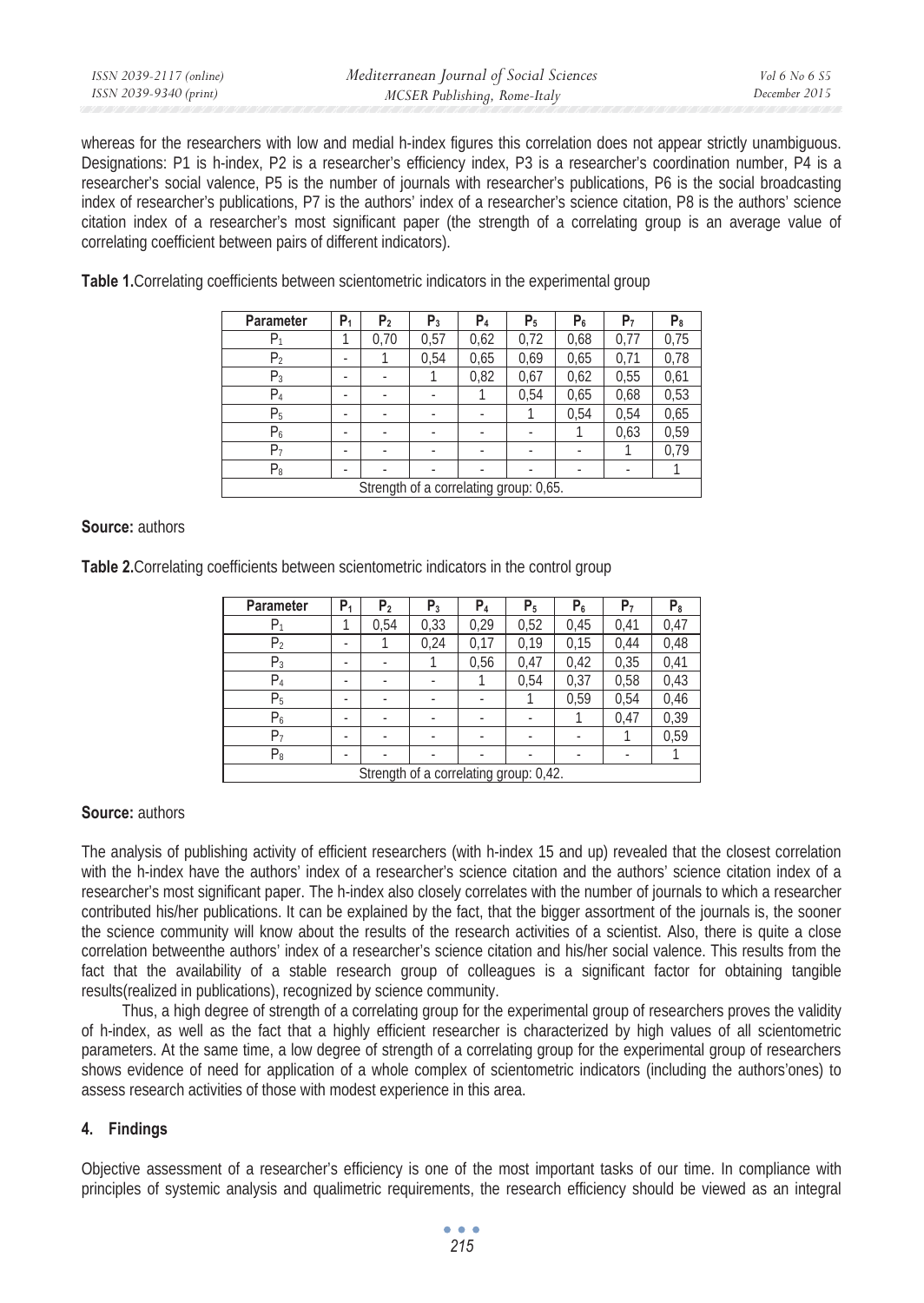whereas for the researchers with low and medial h-index figures this correlation does not appear strictly unambiguous. Designations: P1 is h-index, P2 is a researcher's efficiency index, P3 is a researcher's coordination number, P4 is a researcher's social valence, P5 is the number of journals with researcher's publications, P6 is the social broadcasting index of researcher's publications, P7 is the authors' index of a researcher's science citation, P8 is the authors' science citation index of a researcher's most significant paper (the strength of a correlating group is an average value of correlating coefficient between pairs of different indicators).

**Table 1.** Correlating coefficients between scientometric indicators in the experimental group

| Parameter | $P_1$ | $P_2$ | $P_3$ | $P_4$ | $P_5$ | $P_6$ | $P_7$ | $P_8$ |
|---|---|---|---|---|---|---|---|---|
| $P_1$ | 1 | 0,70 | 0,57 | 0,62 | 0,72 | 0,68 | 0,77 | 0,75 |
| $P_2$ | - | 1 | 0,54 | 0,65 | 0,69 | 0,65 | 0,71 | 0,78 |
| $P_3$ | - | - | 1 | 0,82 | 0,67 | 0,62 | 0,55 | 0,61 |
| $P_4$ | - | - | - | 1 | 0,54 | 0,65 | 0,68 | 0,53 |
| $P_5$ | - | - | - | - | 1 | 0,54 | 0,54 | 0,65 |
| $P_6$ | - | - | - | - | - | 1 | 0,63 | 0,59 |
| $P_7$ | - | - | - | - | - | - | 1 | 0,79 |
| $P_8$ | - | - | - | - | - | - | - | 1 |
| Strength of a correlating group: 0,65. | | | | | | | | |

**Source:** authors

**Table 2.** Correlating coefficients between scientometric indicators in the control group

| Parameter | $P_1$ | $P_2$ | $P_3$ | $P_4$ | $P_5$ | $P_6$ | $P_7$ | $P_8$ |
|---|---|---|---|---|---|---|---|---|
| $P_1$ | 1 | 0,54 | 0,33 | 0,29 | 0,52 | 0,45 | 0,41 | 0,47 |
| $P_2$ | - | 1 | 0,24 | 0,17 | 0,19 | 0,15 | 0,44 | 0,48 |
| $P_3$ | - | - | 1 | 0,56 | 0,47 | 0,42 | 0,35 | 0,41 |
| $P_4$ | - | - | - | 1 | 0,54 | 0,37 | 0,58 | 0,43 |
| $P_5$ | - | - | - | - | 1 | 0,59 | 0,54 | 0,46 |
| $P_6$ | - | - | - | - | - | 1 | 0,47 | 0,39 |
| $P_7$ | - | - | - | - | - | - | 1 | 0,59 |
| $P_8$ | - | - | - | - | - | - | - | 1 |
| Strength of a correlating group: 0,42. | | | | | | | | |

**Source:** authors

The analysis of publishing activity of efficient researchers (with h-index 15 and up) revealed that the closest correlation with the h-index have the authors' index of a researcher's science citation and the authors' science citation index of a researcher's most significant paper. The h-index also closely correlates with the number of journals to which a researcher contributed his/her publications. It can be explained by the fact, that the bigger assortment of the journals is, the sooner the science community will know about the results of the research activities of a scientist. Also, there is quite a close correlation betweenthe authors' index of a researcher's science citation and his/her social valence. This results from the fact that the availability of a stable research group of colleagues is a significant factor for obtaining tangible results(realized in publications), recognized by science community.

Thus, a high degree of strength of a correlating group for the experimental group of researchers proves the validity of h-index, as well as the fact that a highly efficient researcher is characterized by high values of all scientometric parameters. At the same time, a low degree of strength of a correlating group for the experimental group of researchers shows evidence of need for application of a whole complex of scientometric indicators (including the authors'ones) to assess research activities of those with modest experience in this area.

## 4. Findings

Objective assessment of a researcher's efficiency is one of the most important tasks of our time. In compliance with principles of systemic analysis and qualimetric requirements, the research efficiency should be viewed as an integral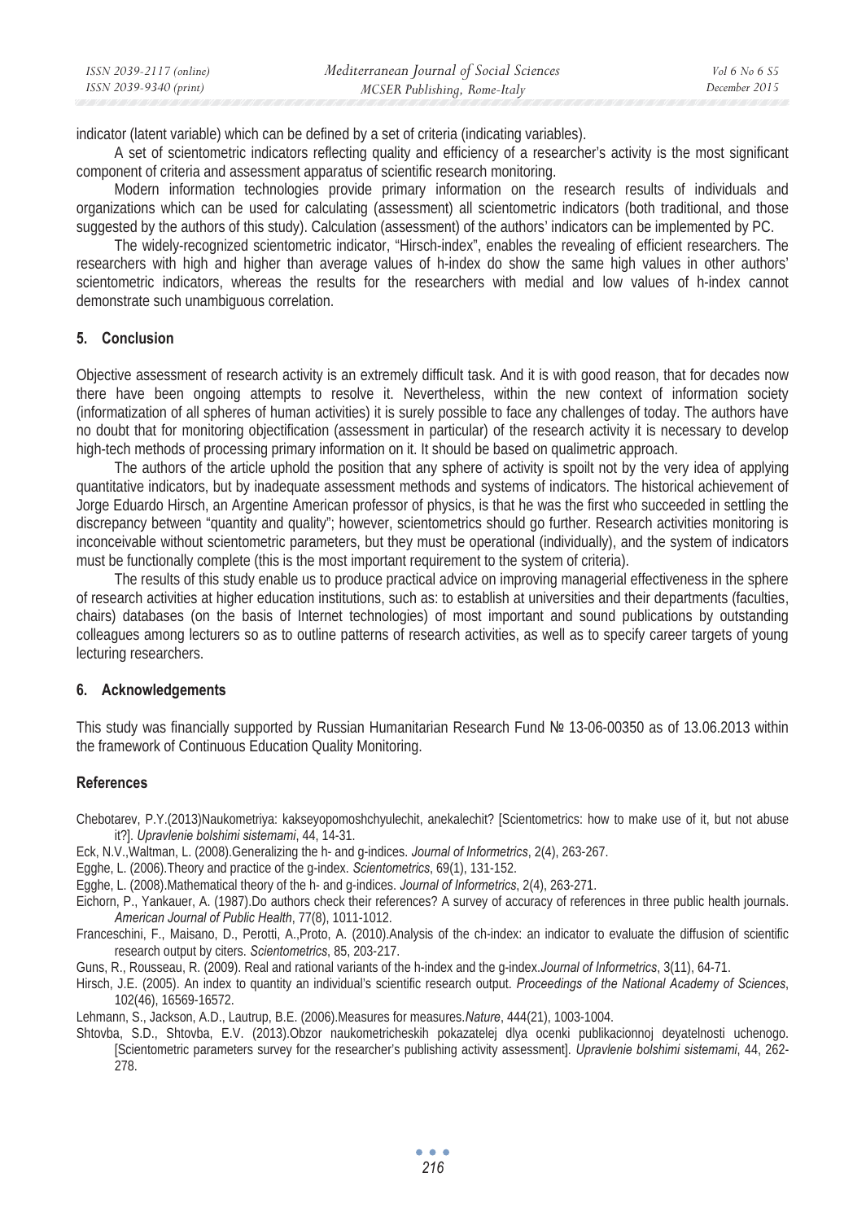indicator (latent variable) which can be defined by a set of criteria (indicating variables).

A set of scientometric indicators reflecting quality and efficiency of a researcher's activity is the most significant component of criteria and assessment apparatus of scientific research monitoring.

Modern information technologies provide primary information on the research results of individuals and organizations which can be used for calculating (assessment) all scientometric indicators (both traditional, and those suggested by the authors of this study). Calculation (assessment) of the authors' indicators can be implemented by PC.

The widely-recognized scientometric indicator, "Hirsch-index", enables the revealing of efficient researchers. The researchers with high and higher than average values of h-index do show the same high values in other authors' scientometric indicators, whereas the results for the researchers with medial and low values of h-index cannot demonstrate such unambiguous correlation.

## 5. Conclusion

Objective assessment of research activity is an extremely difficult task. And it is with good reason, that for decades now there have been ongoing attempts to resolve it. Nevertheless, within the new context of information society (informatization of all spheres of human activities) it is surely possible to face any challenges of today. The authors have no doubt that for monitoring objectification (assessment in particular) of the research activity it is necessary to develop high-tech methods of processing primary information on it. It should be based on qualimetric approach.

The authors of the article uphold the position that any sphere of activity is spoilt not by the very idea of applying quantitative indicators, but by inadequate assessment methods and systems of indicators. The historical achievement of Jorge Eduardo Hirsch, an Argentine American professor of physics, is that he was the first who succeeded in settling the discrepancy between "quantity and quality"; however, scientometrics should go further. Research activities monitoring is inconceivable without scientometric parameters, but they must be operational (individually), and the system of indicators must be functionally complete (this is the most important requirement to the system of criteria).

The results of this study enable us to produce practical advice on improving managerial effectiveness in the sphere of research activities at higher education institutions, such as: to establish at universities and their departments (faculties, chairs) databases (on the basis of Internet technologies) of most important and sound publications by outstanding colleagues among lecturers so as to outline patterns of research activities, as well as to specify career targets of young lecturing researchers.

## 6. Acknowledgements

This study was financially supported by Russian Humanitarian Research Fund № 13-06-00350 as of 13.06.2013 within the framework of Continuous Education Quality Monitoring.

## References

Chebotarev, P.Y.(2013)Naukometriya: kakseyopomoshchyulechit, anekalechit? [Scientometrics: how to make use of it, but not abuse it?]. *Upravlenie bolshimi sistemami*, 44, 14-31.

Eck, N.V.,Waltman, L. (2008).Generalizing the h- and g-indices. *Journal of Informetrics*, 2(4), 263-267.

Egghe, L. (2006).Theory and practice of the g-index. *Scientometrics*, 69(1), 131-152.

Egghe, L. (2008).Mathematical theory of the h- and g-indices. *Journal of Informetrics*, 2(4), 263-271.

Eichorn, P., Yankauer, A. (1987).Do authors check their references? A survey of accuracy of references in three public health journals. *American Journal of Public Health*, 77(8), 1011-1012.

Franceschini, F., Maisano, D., Perotti, A.,Proto, A. (2010).Analysis of the ch-index: an indicator to evaluate the diffusion of scientific research output by citers. *Scientometrics*, 85, 203-217.

Guns, R., Rousseau, R. (2009). Real and rational variants of the h-index and the g-index.*Journal of Informetrics*, 3(11), 64-71.

Hirsch, J.E. (2005). An index to quantity an individual's scientific research output. *Proceedings of the National Academy of Sciences*, 102(46), 16569-16572.

Lehmann, S., Jackson, A.D., Lautrup, B.E. (2006).Measures for measures.*Nature*, 444(21), 1003-1004.

Shtovba, S.D., Shtovba, E.V. (2013).Obzor naukometricheskih pokazatelej dlya ocenki publikacionnoj deyatelnosti uchenogo. [Scientometric parameters survey for the researcher's publishing activity assessment]. *Upravlenie bolshimi sistemami*, 44, 262-278.